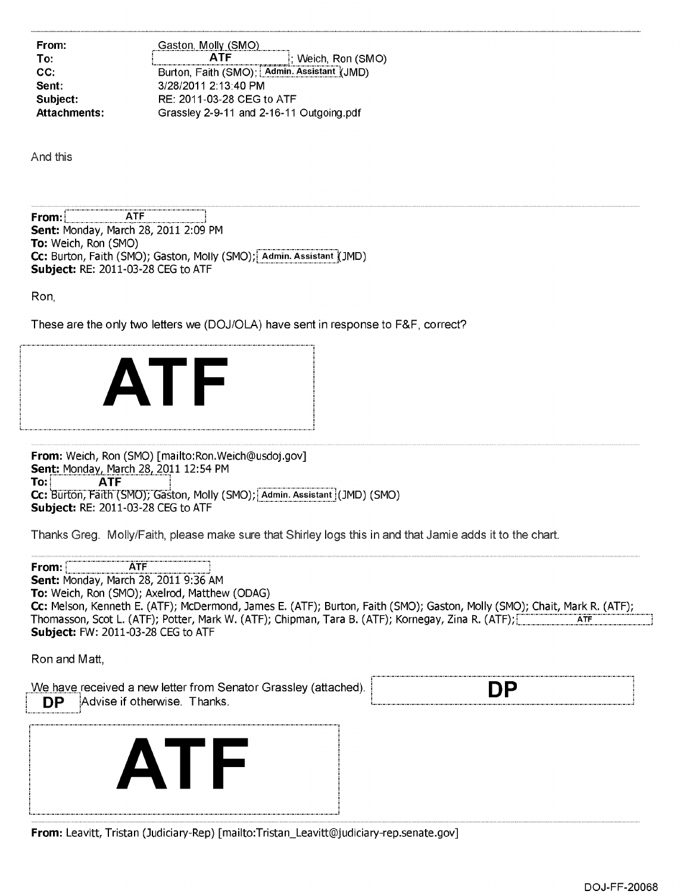| | |
|---|---|
| **From:** | Gaston, Molly (SMO) |
| **To:** | ATF ; Weich, Ron (SMO) |
| **CC:** | Burton, Faith (SMO); Admin. Assistant (JMD) |
| **Sent:** | 3/28/2011 2:13:40 PM |
| **Subject:** | RE: 2011-03-28 CEG to ATF |
| **Attachments:** | Grassley 2-9-11 and 2-16-11 Outgoing.pdf |

And this

---

**From:** ATF
**Sent:** Monday, March 28, 2011 2:09 PM
**To:** Weich, Ron (SMO)
**Cc:** Burton, Faith (SMO); Gaston, Molly (SMO); Admin. Assistant (JMD)
**Subject:** RE: 2011-03-28 CEG to ATF

Ron,

These are the only two letters we (DOJ/OLA) have sent in response to F&F, correct?

ATF

---

**From:** Weich, Ron (SMO) [mailto:Ron.Weich@usdoj.gov]
**Sent:** Monday, March 28, 2011 12:54 PM
**To:** ATF
**Cc:** Burton, Faith (SMO); Gaston, Molly (SMO); Admin. Assistant (JMD) (SMO)
**Subject:** RE: 2011-03-28 CEG to ATF

Thanks Greg. Molly/Faith, please make sure that Shirley logs this in and that Jamie adds it to the chart.

---

**From:** ATF
**Sent:** Monday, March 28, 2011 9:36 AM
**To:** Weich, Ron (SMO); Axelrod, Matthew (ODAG)
**Cc:** Melson, Kenneth E. (ATF); McDermond, James E. (ATF); Burton, Faith (SMO); Gaston, Molly (SMO); Chait, Mark R. (ATF); Thomasson, Scot L. (ATF); Potter, Mark W. (ATF); Chipman, Tara B. (ATF); Kornegay, Zina R. (ATF); ATF
**Subject:** FW: 2011-03-28 CEG to ATF

Ron and Matt,

We have received a new letter from Senator Grassley (attached). DP DP Advise if otherwise. Thanks.

ATF

---

**From:** Leavitt, Tristan (Judiciary-Rep) [mailto:Tristan_Leavitt@judiciary-rep.senate.gov]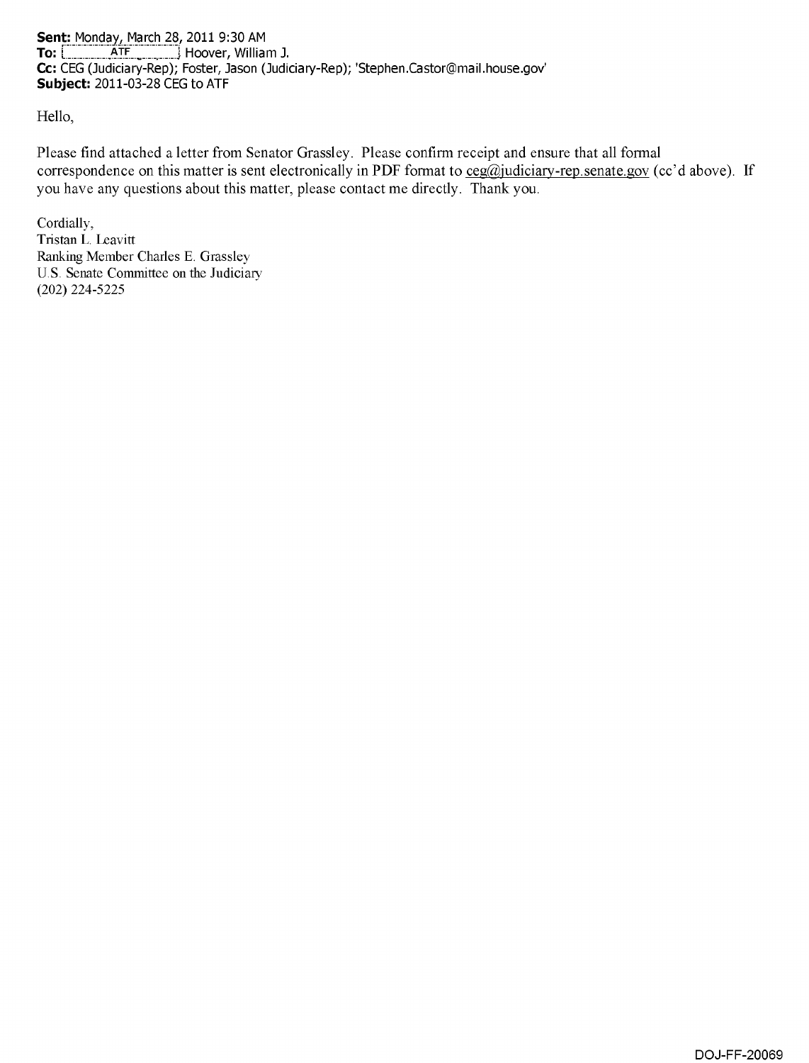**Sent:** Monday, March 28, 2011 9:30 AM
**To:** [ATF]; Hoover, William J.
**Cc:** CEG (Judiciary-Rep); Foster, Jason (Judiciary-Rep); 'Stephen.Castor@mail.house.gov'
**Subject:** 2011-03-28 CEG to ATF

Hello,

Please find attached a letter from Senator Grassley. Please confirm receipt and ensure that all formal correspondence on this matter is sent electronically in PDF format to ceg@judiciary-rep.senate.gov (cc'd above). If you have any questions about this matter, please contact me directly. Thank you.

Cordially,
Tristan L. Leavitt
Ranking Member Charles E. Grassley
U.S. Senate Committee on the Judiciary
(202) 224-5225

DOJ-FF-20069